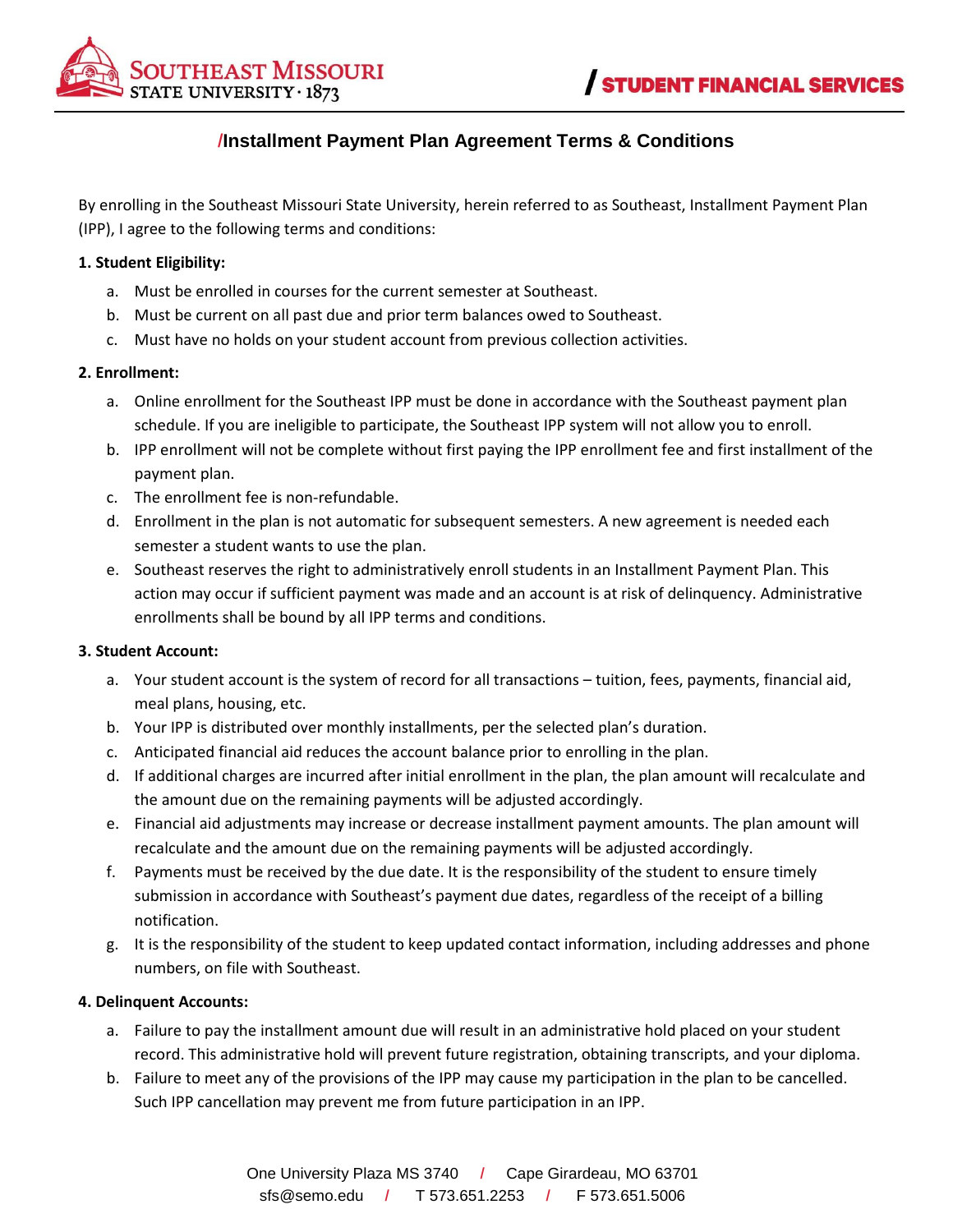# /Installment Payment Plan Agreement Terms & Conditions

By enrolling in the Southeast Missouri State University, herein referred to as Southeast, Installment Payment Plan (IPP), I agree to the following terms and conditions:

**1. Student Eligibility:**

a. Must be enrolled in courses for the current semester at Southeast.
b. Must be current on all past due and prior term balances owed to Southeast.
c. Must have no holds on your student account from previous collection activities.

**2. Enrollment:**

a. Online enrollment for the Southeast IPP must be done in accordance with the Southeast payment plan schedule. If you are ineligible to participate, the Southeast IPP system will not allow you to enroll.
b. IPP enrollment will not be complete without first paying the IPP enrollment fee and first installment of the payment plan.
c. The enrollment fee is non-refundable.
d. Enrollment in the plan is not automatic for subsequent semesters. A new agreement is needed each semester a student wants to use the plan.
e. Southeast reserves the right to administratively enroll students in an Installment Payment Plan. This action may occur if sufficient payment was made and an account is at risk of delinquency. Administrative enrollments shall be bound by all IPP terms and conditions.

**3. Student Account:**

a. Your student account is the system of record for all transactions – tuition, fees, payments, financial aid, meal plans, housing, etc.
b. Your IPP is distributed over monthly installments, per the selected plan's duration.
c. Anticipated financial aid reduces the account balance prior to enrolling in the plan.
d. If additional charges are incurred after initial enrollment in the plan, the plan amount will recalculate and the amount due on the remaining payments will be adjusted accordingly.
e. Financial aid adjustments may increase or decrease installment payment amounts. The plan amount will recalculate and the amount due on the remaining payments will be adjusted accordingly.
f. Payments must be received by the due date. It is the responsibility of the student to ensure timely submission in accordance with Southeast's payment due dates, regardless of the receipt of a billing notification.
g. It is the responsibility of the student to keep updated contact information, including addresses and phone numbers, on file with Southeast.

**4. Delinquent Accounts:**

a. Failure to pay the installment amount due will result in an administrative hold placed on your student record. This administrative hold will prevent future registration, obtaining transcripts, and your diploma.
b. Failure to meet any of the provisions of the IPP may cause my participation in the plan to be cancelled. Such IPP cancellation may prevent me from future participation in an IPP.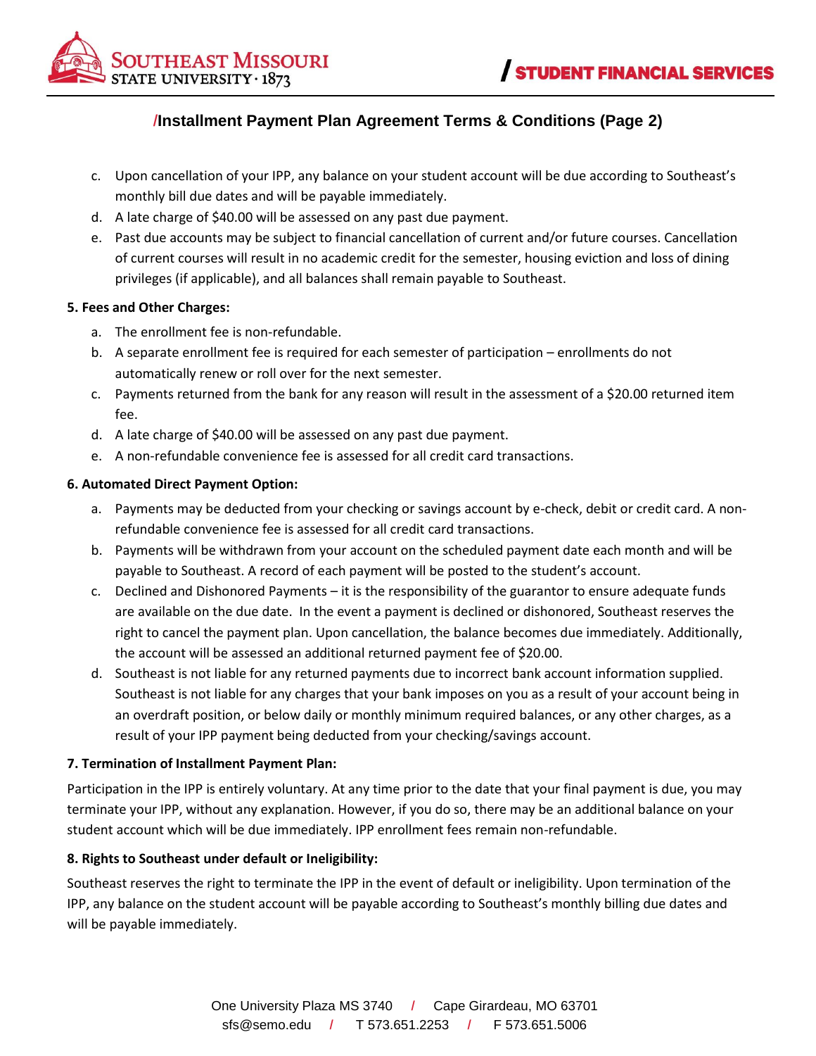## /Installment Payment Plan Agreement Terms & Conditions (Page 2)

c. Upon cancellation of your IPP, any balance on your student account will be due according to Southeast's monthly bill due dates and will be payable immediately.
d. A late charge of $40.00 will be assessed on any past due payment.
e. Past due accounts may be subject to financial cancellation of current and/or future courses. Cancellation of current courses will result in no academic credit for the semester, housing eviction and loss of dining privileges (if applicable), and all balances shall remain payable to Southeast.

**5. Fees and Other Charges:**

a. The enrollment fee is non-refundable.
b. A separate enrollment fee is required for each semester of participation – enrollments do not automatically renew or roll over for the next semester.
c. Payments returned from the bank for any reason will result in the assessment of a $20.00 returned item fee.
d. A late charge of $40.00 will be assessed on any past due payment.
e. A non-refundable convenience fee is assessed for all credit card transactions.

**6. Automated Direct Payment Option:**

a. Payments may be deducted from your checking or savings account by e-check, debit or credit card. A non-refundable convenience fee is assessed for all credit card transactions.
b. Payments will be withdrawn from your account on the scheduled payment date each month and will be payable to Southeast. A record of each payment will be posted to the student's account.
c. Declined and Dishonored Payments – it is the responsibility of the guarantor to ensure adequate funds are available on the due date. In the event a payment is declined or dishonored, Southeast reserves the right to cancel the payment plan. Upon cancellation, the balance becomes due immediately. Additionally, the account will be assessed an additional returned payment fee of $20.00.
d. Southeast is not liable for any returned payments due to incorrect bank account information supplied. Southeast is not liable for any charges that your bank imposes on you as a result of your account being in an overdraft position, or below daily or monthly minimum required balances, or any other charges, as a result of your IPP payment being deducted from your checking/savings account.

**7. Termination of Installment Payment Plan:**

Participation in the IPP is entirely voluntary. At any time prior to the date that your final payment is due, you may terminate your IPP, without any explanation. However, if you do so, there may be an additional balance on your student account which will be due immediately. IPP enrollment fees remain non-refundable.

**8. Rights to Southeast under default or Ineligibility:**

Southeast reserves the right to terminate the IPP in the event of default or ineligibility. Upon termination of the IPP, any balance on the student account will be payable according to Southeast's monthly billing due dates and will be payable immediately.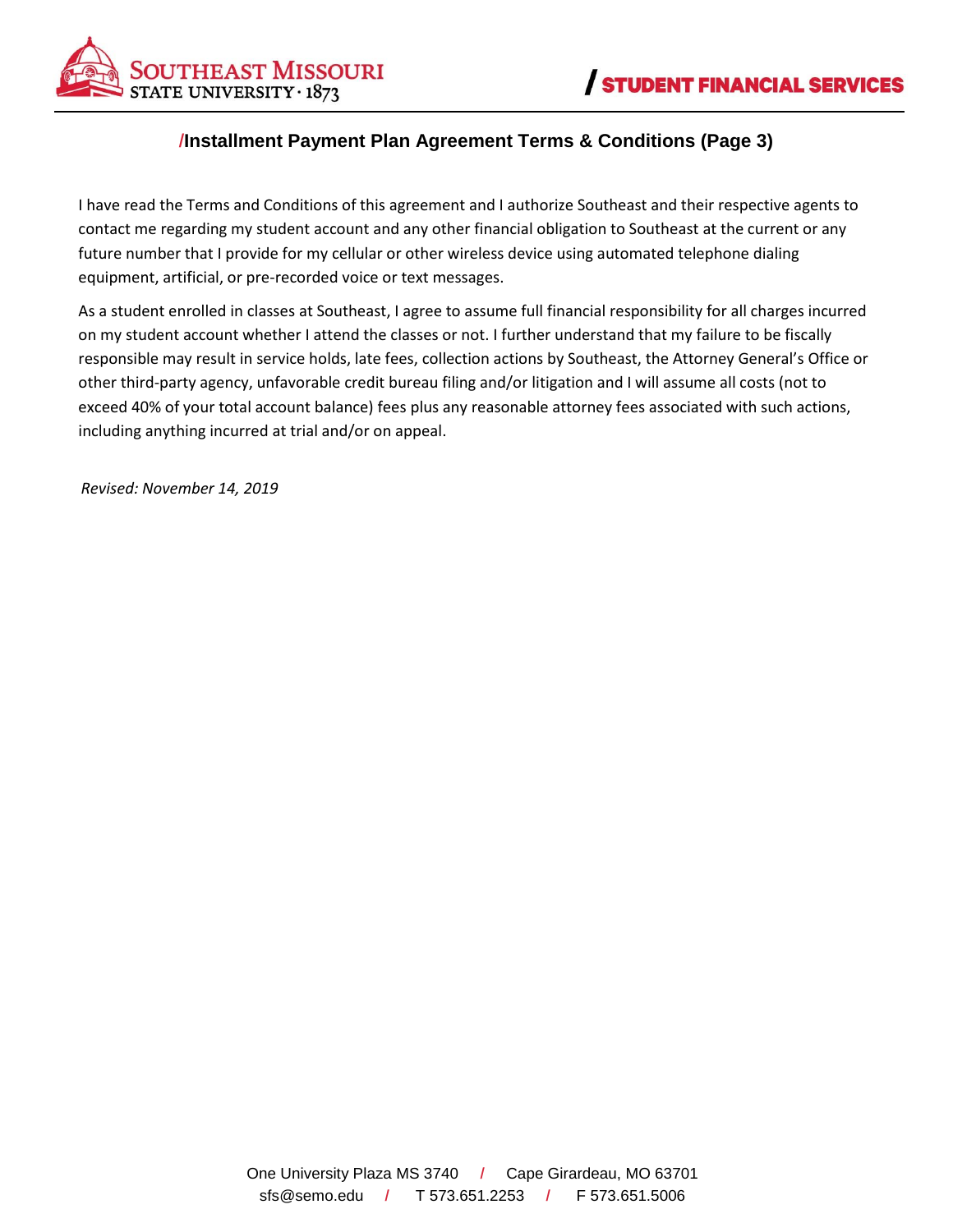## /Installment Payment Plan Agreement Terms & Conditions (Page 3)

I have read the Terms and Conditions of this agreement and I authorize Southeast and their respective agents to contact me regarding my student account and any other financial obligation to Southeast at the current or any future number that I provide for my cellular or other wireless device using automated telephone dialing equipment, artificial, or pre-recorded voice or text messages.

As a student enrolled in classes at Southeast, I agree to assume full financial responsibility for all charges incurred on my student account whether I attend the classes or not. I further understand that my failure to be fiscally responsible may result in service holds, late fees, collection actions by Southeast, the Attorney General's Office or other third-party agency, unfavorable credit bureau filing and/or litigation and I will assume all costs (not to exceed 40% of your total account balance) fees plus any reasonable attorney fees associated with such actions, including anything incurred at trial and/or on appeal.

*Revised: November 14, 2019*